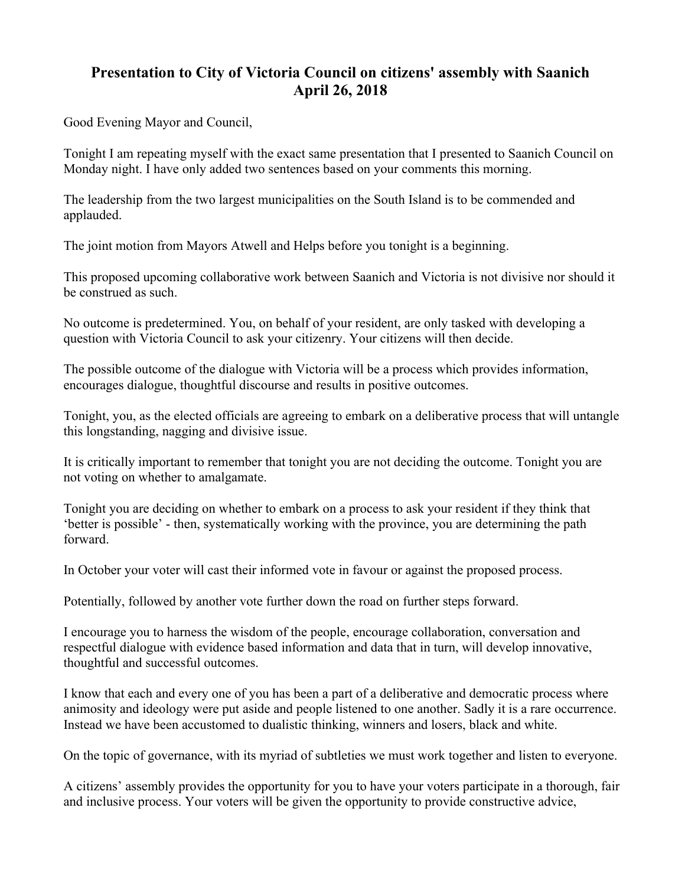# Presentation to City of Victoria Council on citizens' assembly with Saanich
# April 26, 2018

Good Evening Mayor and Council,

Tonight I am repeating myself with the exact same presentation that I presented to Saanich Council on Monday night. I have only added two sentences based on your comments this morning.

The leadership from the two largest municipalities on the South Island is to be commended and applauded.

The joint motion from Mayors Atwell and Helps before you tonight is a beginning.

This proposed upcoming collaborative work between Saanich and Victoria is not divisive nor should it be construed as such.

No outcome is predetermined. You, on behalf of your resident, are only tasked with developing a question with Victoria Council to ask your citizenry. Your citizens will then decide.

The possible outcome of the dialogue with Victoria will be a process which provides information, encourages dialogue, thoughtful discourse and results in positive outcomes.

Tonight, you, as the elected officials are agreeing to embark on a deliberative process that will untangle this longstanding, nagging and divisive issue.

It is critically important to remember that tonight you are not deciding the outcome. Tonight you are not voting on whether to amalgamate.

Tonight you are deciding on whether to embark on a process to ask your resident if they think that 'better is possible' - then, systematically working with the province, you are determining the path forward.

In October your voter will cast their informed vote in favour or against the proposed process.

Potentially, followed by another vote further down the road on further steps forward.

I encourage you to harness the wisdom of the people, encourage collaboration, conversation and respectful dialogue with evidence based information and data that in turn, will develop innovative, thoughtful and successful outcomes.

I know that each and every one of you has been a part of a deliberative and democratic process where animosity and ideology were put aside and people listened to one another. Sadly it is a rare occurrence. Instead we have been accustomed to dualistic thinking, winners and losers, black and white.

On the topic of governance, with its myriad of subtleties we must work together and listen to everyone.

A citizens' assembly provides the opportunity for you to have your voters participate in a thorough, fair and inclusive process. Your voters will be given the opportunity to provide constructive advice,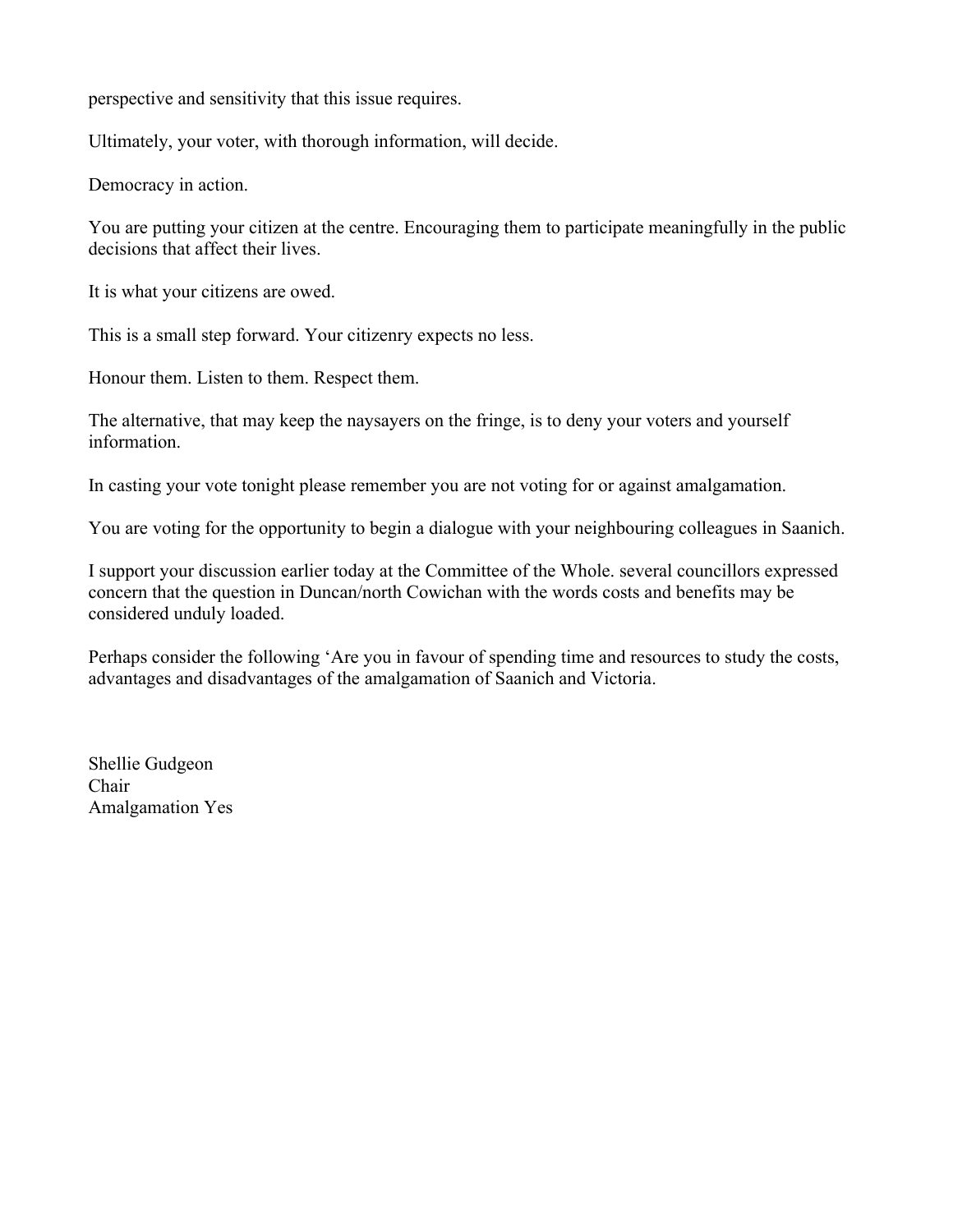perspective and sensitivity that this issue requires.

Ultimately, your voter, with thorough information, will decide.

Democracy in action.

You are putting your citizen at the centre. Encouraging them to participate meaningfully in the public decisions that affect their lives.

It is what your citizens are owed.

This is a small step forward. Your citizenry expects no less.

Honour them. Listen to them. Respect them.

The alternative, that may keep the naysayers on the fringe, is to deny your voters and yourself information.

In casting your vote tonight please remember you are not voting for or against amalgamation.

You are voting for the opportunity to begin a dialogue with your neighbouring colleagues in Saanich.

I support your discussion earlier today at the Committee of the Whole. several councillors expressed concern that the question in Duncan/north Cowichan with the words costs and benefits may be considered unduly loaded.

Perhaps consider the following 'Are you in favour of spending time and resources to study the costs, advantages and disadvantages of the amalgamation of Saanich and Victoria.

Shellie Gudgeon
Chair
Amalgamation Yes